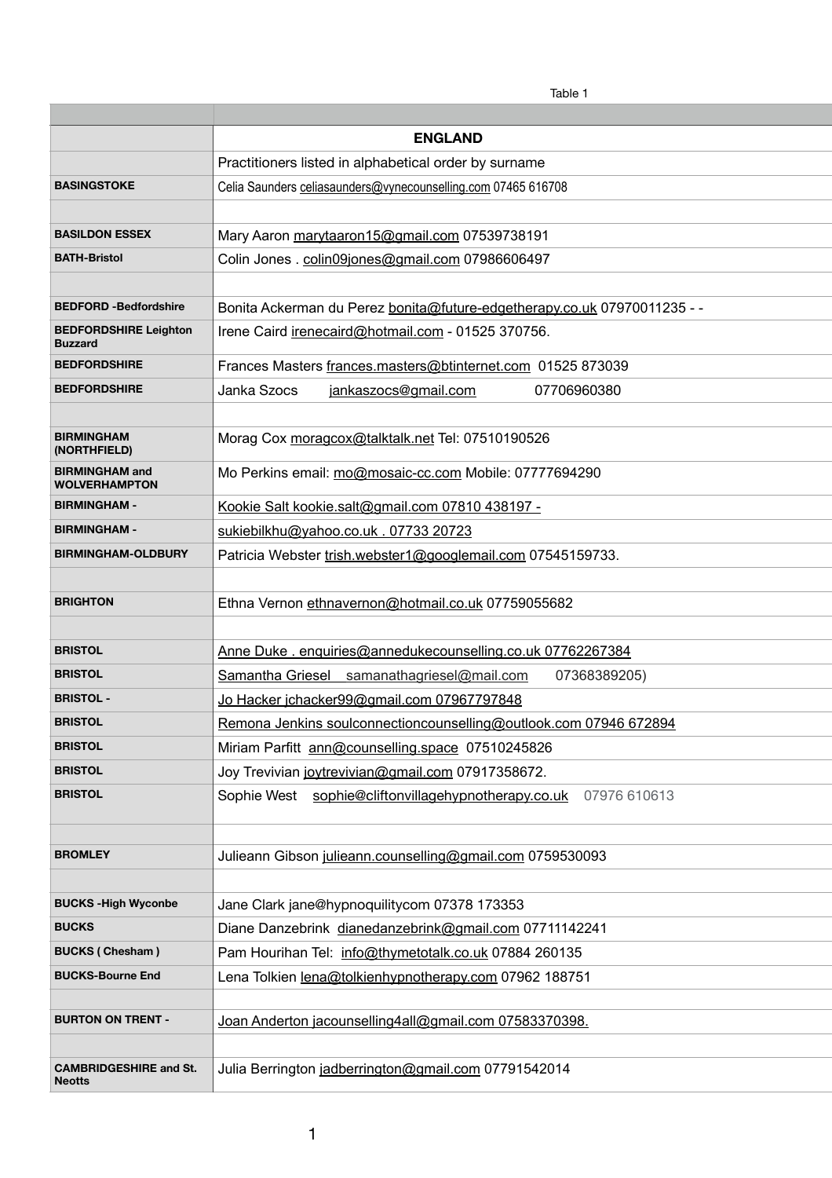Table 1

| | |
|---|---|
| | **ENGLAND** |
| | Practitioners listed in alphabetical order by surname |
| **BASINGSTOKE** | Celia Saunders celiasaunders@vynecounselling.com 07465 616708 |
| | |
| **BASILDON ESSEX** | Mary Aaron marytaaron15@gmail.com 07539738191 |
| **BATH-Bristol** | Colin Jones . colin09jones@gmail.com 07986606497 |
| | |
| **BEDFORD -Bedfordshire** | Bonita Ackerman du Perez bonita@future-edgetherapy.co.uk 07970011235 - - |
| **BEDFORDSHIRE Leighton Buzzard** | Irene Caird irenecaird@hotmail.com - 01525 370756. |
| **BEDFORDSHIRE** | Frances Masters frances.masters@btinternet.com 01525 873039 |
| **BEDFORDSHIRE** | Janka Szocs jankaszocs@gmail.com 07706960380 |
| | |
| **BIRMINGHAM (NORTHFIELD)** | Morag Cox moragcox@talktalk.net Tel: 07510190526 |
| **BIRMINGHAM and WOLVERHAMPTON** | Mo Perkins email: mo@mosaic-cc.com Mobile: 07777694290 |
| **BIRMINGHAM -** | Kookie Salt kookie.salt@gmail.com 07810 438197 - |
| **BIRMINGHAM -** | sukiebilkhu@yahoo.co.uk . 07733 20723 |
| **BIRMINGHAM-OLDBURY** | Patricia Webster trish.webster1@googlemail.com 07545159733. |
| | |
| **BRIGHTON** | Ethna Vernon ethnavernon@hotmail.co.uk 07759055682 |
| | |
| **BRISTOL** | Anne Duke . enquiries@annedukecounselling.co.uk 07762267384 |
| **BRISTOL** | Samantha Griesel samanathagriesel@mail.com 07368389205) |
| **BRISTOL -** | Jo Hacker jchacker99@gmail.com 07967797848 |
| **BRISTOL** | Remona Jenkins soulconnectioncounselling@outlook.com 07946 672894 |
| **BRISTOL** | Miriam Parfitt ann@counselling.space 07510245826 |
| **BRISTOL** | Joy Trevivian joytrevivian@gmail.com 07917358672. |
| **BRISTOL** | Sophie West sophie@cliftonvillagehypnotherapy.co.uk 07976 610613 |
| | |
| **BROMLEY** | Julieann Gibson julieann.counselling@gmail.com 0759530093 |
| | |
| **BUCKS -High Wyconbe** | Jane Clark jane@hypnoquilitycom 07378 173353 |
| **BUCKS** | Diane Danzebrink dianedanzebrink@gmail.com 07711142241 |
| **BUCKS ( Chesham )** | Pam Hourihan Tel: info@thymetotalk.co.uk 07884 260135 |
| **BUCKS-Bourne End** | Lena Tolkien lena@tolkienhypnotherapy.com 07962 188751 |
| | |
| **BURTON ON TRENT -** | Joan Anderton jacounselling4all@gmail.com 07583370398. |
| | |
| **CAMBRIDGESHIRE and St. Neotts** | Julia Berrington jadberrington@gmail.com 07791542014 |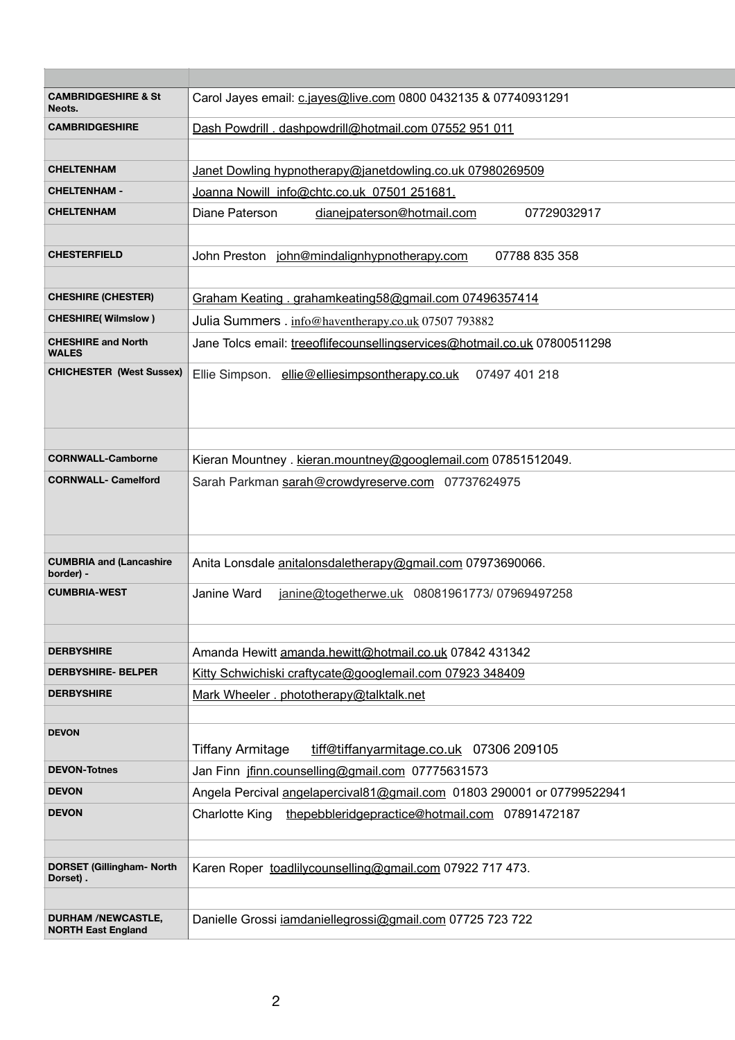| | |
|---|---|
| **CAMBRIDGESHIRE & St Neots.** | Carol Jayes email: c.jayes@live.com 0800 0432135 & 07740931291 |
| **CAMBRIDGESHIRE** | Dash Powdrill . dashpowdrill@hotmail.com 07552 951 011 |
| | |
| **CHELTENHAM** | Janet Dowling hypnotherapy@janetdowling.co.uk 07980269509 |
| **CHELTENHAM -** | Joanna Nowill info@chtc.co.uk 07501 251681. |
| **CHELTENHAM** | Diane Paterson dianejpaterson@hotmail.com 07729032917 |
| | |
| **CHESTERFIELD** | John Preston john@mindalignhypnotherapy.com 07788 835 358 |
| | |
| **CHESHIRE (CHESTER)** | Graham Keating . grahamkeating58@gmail.com 07496357414 |
| **CHESHIRE( Wilmslow )** | Julia Summers . info@haventherapy.co.uk 07507 793882 |
| **CHESHIRE and North WALES** | Jane Tolcs email: treeoflifecounsellingservices@hotmail.co.uk 07800511298 |
| **CHICHESTER (West Sussex)** | Ellie Simpson. ellie@elliesimpsontherapy.co.uk 07497 401 218 |
| | |
| **CORNWALL-Camborne** | Kieran Mountney . kieran.mountney@googlemail.com 07851512049. |
| **CORNWALL- Camelford** | Sarah Parkman sarah@crowdyreserve.com 07737624975 |
| | |
| **CUMBRIA and (Lancashire border) -** | Anita Lonsdale anitalonsdaletherapy@gmail.com 07973690066. |
| **CUMBRIA-WEST** | Janine Ward janine@togetherwe.uk 08081961773/ 07969497258 |
| | |
| **DERBYSHIRE** | Amanda Hewitt amanda.hewitt@hotmail.co.uk 07842 431342 |
| **DERBYSHIRE- BELPER** | Kitty Schwichiski craftycate@googlemail.com 07923 348409 |
| **DERBYSHIRE** | Mark Wheeler . phototherapy@talktalk.net |
| | |
| **DEVON** | Tiffany Armitage tiff@tiffanyarmitage.co.uk 07306 209105 |
| **DEVON-Totnes** | Jan Finn jfinn.counselling@gmail.com 07775631573 |
| **DEVON** | Angela Percival angelapercival81@gmail.com 01803 290001 or 07799522941 |
| **DEVON** | Charlotte King thepebbleridgepractice@hotmail.com 07891472187 |
| | |
| **DORSET (Gillingham- North Dorset) .** | Karen Roper toadlilycounselling@gmail.com 07922 717 473. |
| | |
| **DURHAM /NEWCASTLE, NORTH East England** | Danielle Grossi iamdaniellegrossi@gmail.com 07725 723 722 |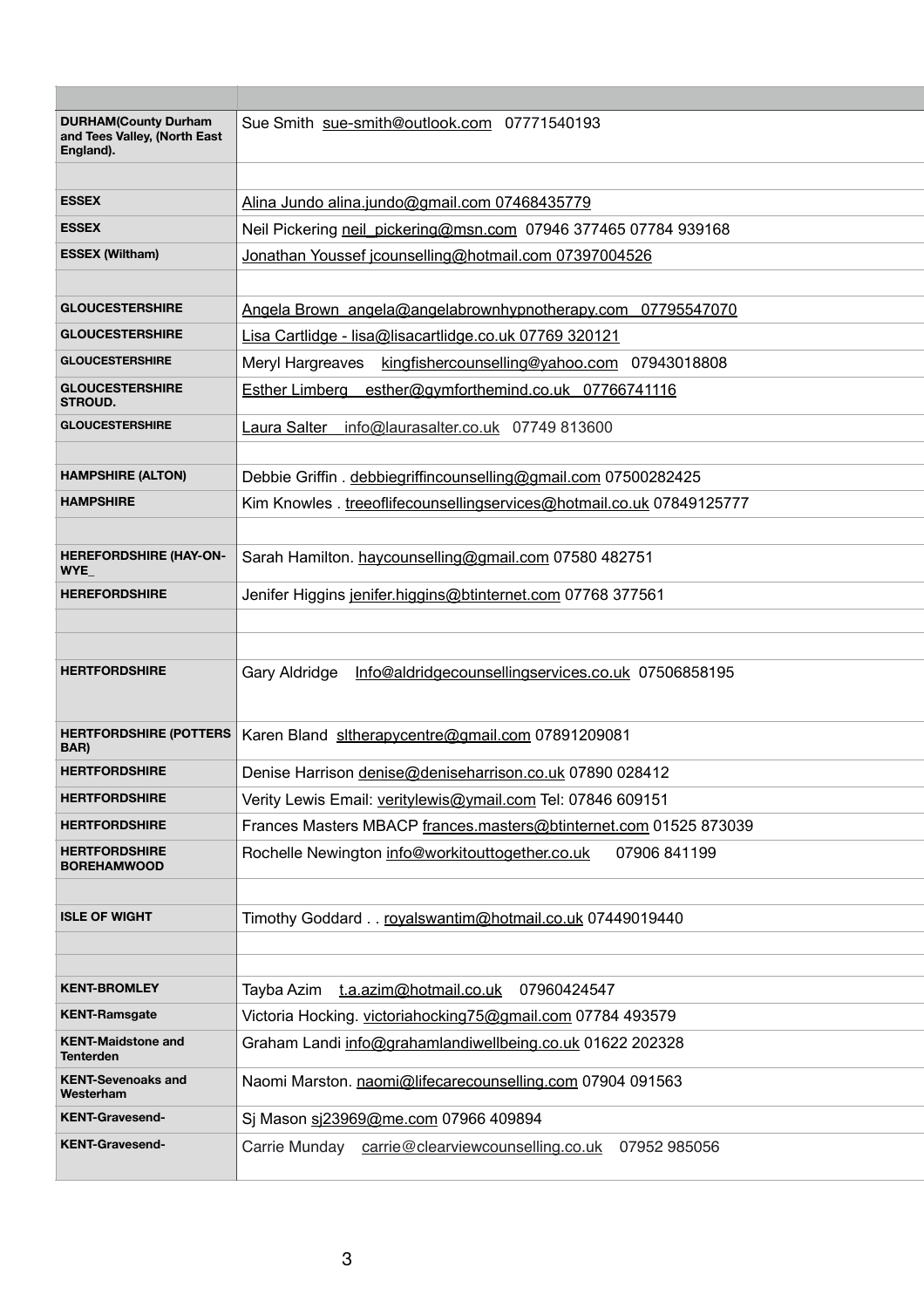| | |
|---|---|
| **DURHAM(County Durham and Tees Valley, (North East England).** | Sue Smith sue-smith@outlook.com 07771540193 |
| | |
| **ESSEX** | Alina Jundo alina.jundo@gmail.com 07468435779 |
| **ESSEX** | Neil Pickering neil_pickering@msn.com 07946 377465 07784 939168 |
| **ESSEX (Wiltham)** | Jonathan Youssef jcounselling@hotmail.com 07397004526 |
| | |
| **GLOUCESTERSHIRE** | Angela Brown angela@angelabrownhypnotherapy.com 07795547070 |
| **GLOUCESTERSHIRE** | Lisa Cartlidge - lisa@lisacartlidge.co.uk 07769 320121 |
| **GLOUCESTERSHIRE** | Meryl Hargreaves kingfishercounselling@yahoo.com 07943018808 |
| **GLOUCESTERSHIRE STROUD.** | Esther Limberg esther@gymforthemind.co.uk 07766741116 |
| **GLOUCESTERSHIRE** | Laura Salter info@laurasalter.co.uk 07749 813600 |
| | |
| **HAMPSHIRE (ALTON)** | Debbie Griffin . debbiegriffincounselling@gmail.com 07500282425 |
| **HAMPSHIRE** | Kim Knowles . treeoflifecounsellingservices@hotmail.co.uk 07849125777 |
| | |
| **HEREFORDSHIRE (HAY-ON-WYE_** | Sarah Hamilton. haycounselling@gmail.com 07580 482751 |
| **HEREFORDSHIRE** | Jenifer Higgins jenifer.higgins@btinternet.com 07768 377561 |
| | |
| | |
| **HERTFORDSHIRE** | Gary Aldridge Info@aldridgecounsellingservices.co.uk 07506858195 |
| **HERTFORDSHIRE (POTTERS BAR)** | Karen Bland sltherapycentre@gmail.com 07891209081 |
| **HERTFORDSHIRE** | Denise Harrison denise@deniseharrison.co.uk 07890 028412 |
| **HERTFORDSHIRE** | Verity Lewis Email: veritylewis@ymail.com Tel: 07846 609151 |
| **HERTFORDSHIRE** | Frances Masters MBACP frances.masters@btinternet.com 01525 873039 |
| **HERTFORDSHIRE BOREHAMWOOD** | Rochelle Newington info@workitouttogether.co.uk 07906 841199 |
| | |
| **ISLE OF WIGHT** | Timothy Goddard . . royalswantim@hotmail.co.uk 07449019440 |
| | |
| | |
| **KENT-BROMLEY** | Tayba Azim t.a.azim@hotmail.co.uk 07960424547 |
| **KENT-Ramsgate** | Victoria Hocking. victoriahocking75@gmail.com 07784 493579 |
| **KENT-Maidstone and Tenterden** | Graham Landi info@grahamlandiwellbeing.co.uk 01622 202328 |
| **KENT-Sevenoaks and Westerham** | Naomi Marston. naomi@lifecarecounselling.com 07904 091563 |
| **KENT-Gravesend-** | Sj Mason sj23969@me.com 07966 409894 |
| **KENT-Gravesend-** | Carrie Munday carrie@clearviewcounselling.co.uk 07952 985056 |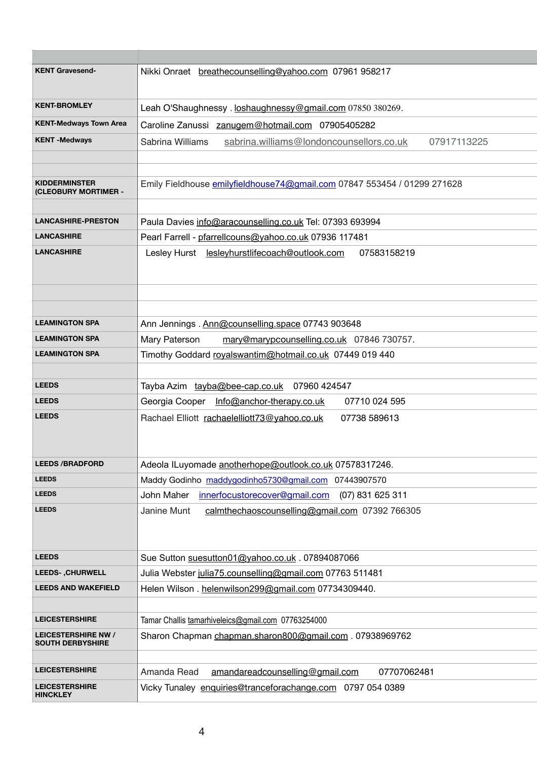| | |
|---|---|
| **KENT Gravesend-** | Nikki Onraet breathecounselling@yahoo.com 07961 958217 |
| **KENT-BROMLEY** | Leah O'Shaughnessy . loshaughnessy@gmail.com 07850 380269. |
| **KENT-Medways Town Area** | Caroline Zanussi zanugem@hotmail.com 07905405282 |
| **KENT -Medways** | Sabrina Williams sabrina.williams@londoncounsellors.co.uk 07917113225 |
| | |
| | |
| **KIDDERMINSTER (CLEOBURY MORTIMER -** | Emily Fieldhouse emilyfieldhouse74@gmail.com 07847 553454 / 01299 271628 |
| | |
| **LANCASHIRE-PRESTON** | Paula Davies info@aracounselling.co.uk Tel: 07393 693994 |
| **LANCASHIRE** | Pearl Farrell - pfarrellcouns@yahoo.co.uk 07936 117481 |
| **LANCASHIRE** | Lesley Hurst lesleyhurstlifecoach@outlook.com 07583158219 |
| | |
| | |
| **LEAMINGTON SPA** | Ann Jennings . Ann@counselling.space 07743 903648 |
| **LEAMINGTON SPA** | Mary Paterson mary@marypcounselling.co.uk 07846 730757. |
| **LEAMINGTON SPA** | Timothy Goddard royalswantim@hotmail.co.uk 07449 019 440 |
| | |
| **LEEDS** | Tayba Azim tayba@bee-cap.co.uk 07960 424547 |
| **LEEDS** | Georgia Cooper Info@anchor-therapy.co.uk 07710 024 595 |
| **LEEDS** | Rachael Elliott rachaelelliott73@yahoo.co.uk 07738 589613 |
| **LEEDS /BRADFORD** | Adeola ILuyomade anotherhope@outlook.co.uk 07578317246. |
| **LEEDS** | Maddy Godinho maddygodinho5730@gmail.com 07443907570 |
| **LEEDS** | John Maher innerfocustorecover@gmail.com (07) 831 625 311 |
| **LEEDS** | Janine Munt calmthechaoscounselling@gmail.com 07392 766305 |
| **LEEDS** | Sue Sutton suesutton01@yahoo.co.uk . 07894087066 |
| **LEEDS- ,CHURWELL** | Julia Webster julia75.counselling@gmail.com 07763 511481 |
| **LEEDS AND WAKEFIELD** | Helen Wilson . helenwilson299@gmail.com 07734309440. |
| | |
| **LEICESTERSHIRE** | Tamar Challis tamarhiveleics@gmail.com 07763254000 |
| **LEICESTERSHIRE NW / SOUTH DERBYSHIRE** | Sharon Chapman chapman.sharon800@gmail.com . 07938969762 |
| | |
| **LEICESTERSHIRE** | Amanda Read amandareadcounselling@gmail.com 07707062481 |
| **LEICESTERSHIRE HINCKLEY** | Vicky Tunaley enquiries@tranceforachange.com 0797 054 0389 |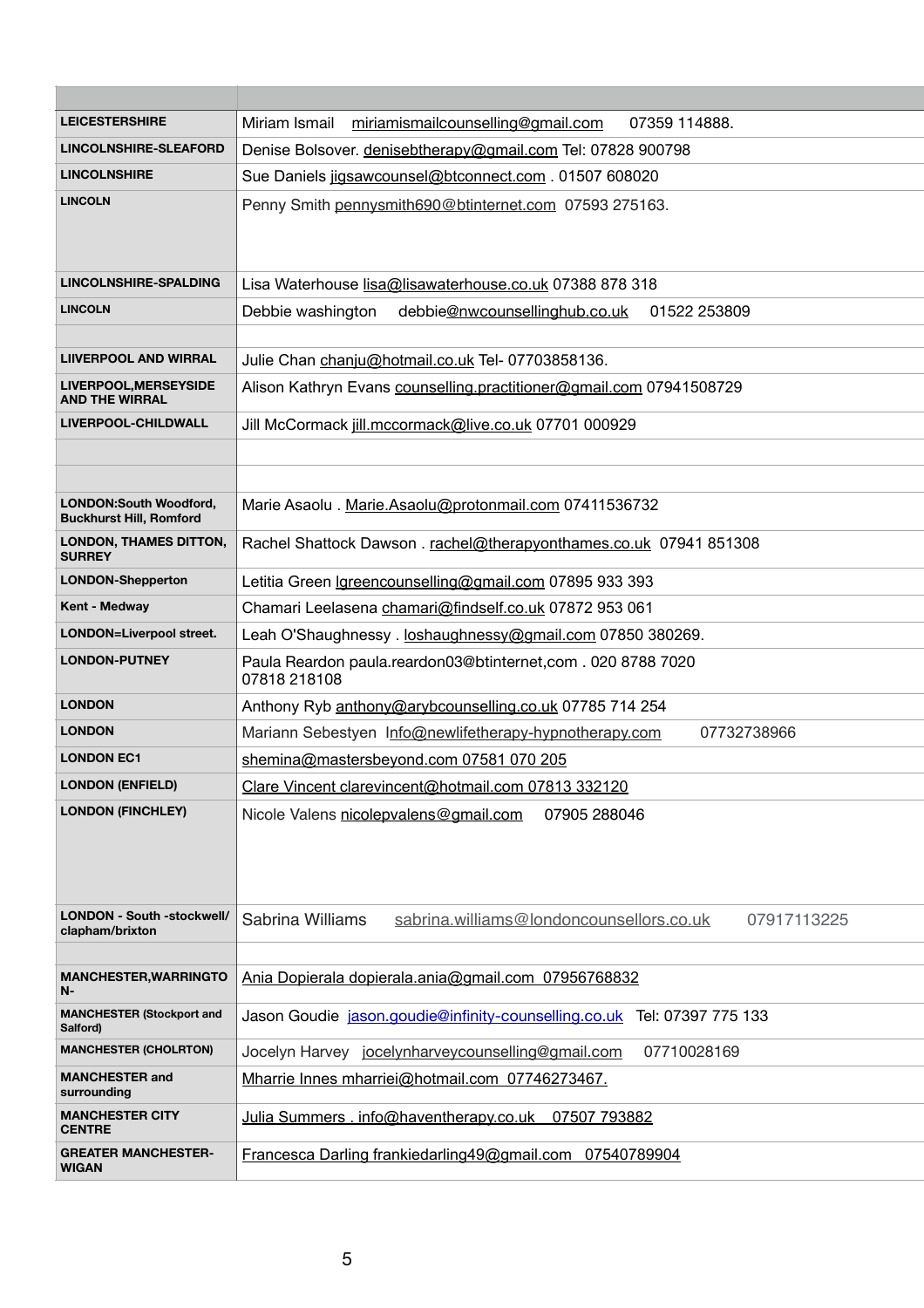| | |
|---|---|
| LEICESTERSHIRE | Miriam Ismail miriamismailcounselling@gmail.com 07359 114888. |
| LINCOLNSHIRE-SLEAFORD | Denise Bolsover. denisebtherapy@gmail.com Tel: 07828 900798 |
| LINCOLNSHIRE | Sue Daniels jigsawcounsel@btconnect.com . 01507 608020 |
| LINCOLN | Penny Smith pennysmith690@btinternet.com 07593 275163. |
| LINCOLNSHIRE-SPALDING | Lisa Waterhouse lisa@lisawaterhouse.co.uk 07388 878 318 |
| LINCOLN | Debbie washington debbie@nwcounsellinghub.co.uk 01522 253809 |
| | |
| LIIVERPOOL AND WIRRAL | Julie Chan chanju@hotmail.co.uk Tel- 07703858136. |
| LIVERPOOL,MERSEYSIDE AND THE WIRRAL | Alison Kathryn Evans counselling.practitioner@gmail.com 07941508729 |
| LIVERPOOL-CHILDWALL | Jill McCormack jill.mccormack@live.co.uk 07701 000929 |
| | |
| | |
| LONDON:South Woodford, Buckhurst Hill, Romford | Marie Asaolu . Marie.Asaolu@protonmail.com 07411536732 |
| LONDON, THAMES DITTON, SURREY | Rachel Shattock Dawson . rachel@therapyonthames.co.uk 07941 851308 |
| LONDON-Shepperton | Letitia Green lgreencounselling@gmail.com 07895 933 393 |
| Kent - Medway | Chamari Leelasena chamari@findself.co.uk 07872 953 061 |
| LONDON=Liverpool street. | Leah O'Shaughnessy . loshaughnessy@gmail.com 07850 380269. |
| LONDON-PUTNEY | Paula Reardon paula.reardon03@btinternet,com . 020 8788 7020 07818 218108 |
| LONDON | Anthony Ryb anthony@arybcounselling.co.uk 07785 714 254 |
| LONDON | Mariann Sebestyen Info@newlifetherapy-hypnotherapy.com 07732738966 |
| LONDON EC1 | shemina@mastersbeyond.com 07581 070 205 |
| LONDON (ENFIELD) | Clare Vincent clarevincent@hotmail.com 07813 332120 |
| LONDON (FINCHLEY) | Nicole Valens nicolepvalens@gmail.com 07905 288046 |
| LONDON - South -stockwell/ clapham/brixton | Sabrina Williams sabrina.williams@londoncounsellors.co.uk 07917113225 |
| | |
| MANCHESTER,WARRINGTON- | Ania Dopierala dopierala.ania@gmail.com 07956768832 |
| MANCHESTER (Stockport and Salford) | Jason Goudie jason.goudie@infinity-counselling.co.uk Tel: 07397 775 133 |
| MANCHESTER (CHOLRTON) | Jocelyn Harvey jocelynharveycounselling@gmail.com 07710028169 |
| MANCHESTER and surrounding | Mharrie Innes mharriei@hotmail.com 07746273467. |
| MANCHESTER CITY CENTRE | Julia Summers . info@haventherapy.co.uk 07507 793882 |
| GREATER MANCHESTER-WIGAN | Francesca Darling frankiedarling49@gmail.com 07540789904 |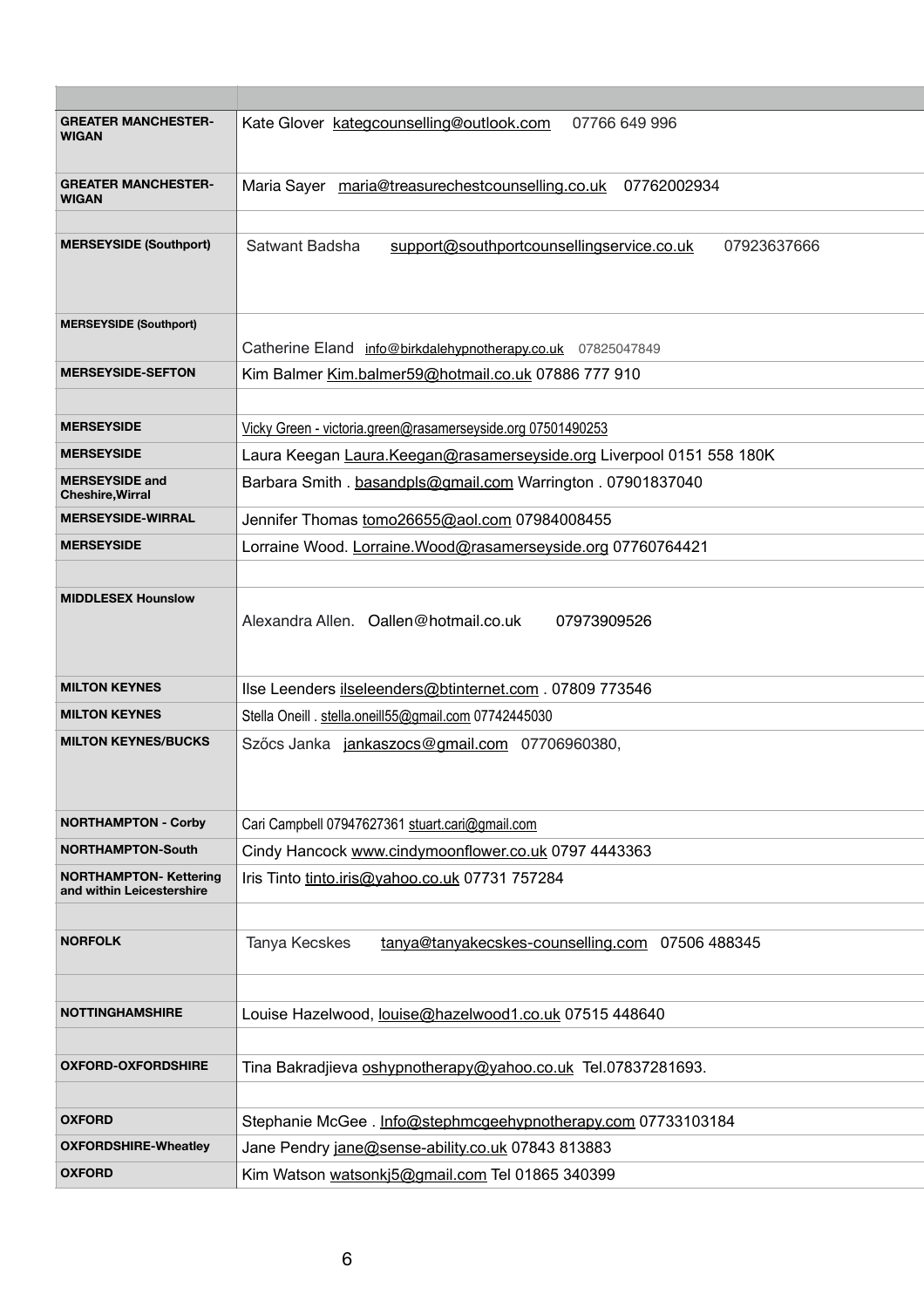| | |
|---|---|
| **GREATER MANCHESTER-WIGAN** | Kate Glover kategcounselling@outlook.com 07766 649 996 |
| **GREATER MANCHESTER-WIGAN** | Maria Sayer maria@treasurechestcounselling.co.uk 07762002934 |
| | |
| **MERSEYSIDE (Southport)** | Satwant Badsha support@southportcounsellingservice.co.uk 07923637666 |
| **MERSEYSIDE (Southport)** | Catherine Eland info@birkdalehypnotherapy.co.uk 07825047849 |
| **MERSEYSIDE-SEFTON** | Kim Balmer Kim.balmer59@hotmail.co.uk 07886 777 910 |
| | |
| **MERSEYSIDE** | Vicky Green - victoria.green@rasamerseyside.org 07501490253 |
| **MERSEYSIDE** | Laura Keegan Laura.Keegan@rasamerseyside.org Liverpool 0151 558 180K |
| **MERSEYSIDE and Cheshire,Wirral** | Barbara Smith . basandpls@gmail.com Warrington . 07901837040 |
| **MERSEYSIDE-WIRRAL** | Jennifer Thomas tomo26655@aol.com 07984008455 |
| **MERSEYSIDE** | Lorraine Wood. Lorraine.Wood@rasamerseyside.org 07760764421 |
| | |
| **MIDDLESEX Hounslow** | Alexandra Allen. Oallen@hotmail.co.uk 07973909526 |
| **MILTON KEYNES** | Ilse Leenders ilseleenders@btinternet.com . 07809 773546 |
| **MILTON KEYNES** | Stella Oneill . stella.oneill55@gmail.com 07742445030 |
| **MILTON KEYNES/BUCKS** | Szőcs Janka jankaszocs@gmail.com 07706960380, |
| **NORTHAMPTON - Corby** | Cari Campbell 07947627361 stuart.cari@gmail.com |
| **NORTHAMPTON-South** | Cindy Hancock www.cindymoonflower.co.uk 0797 4443363 |
| **NORTHAMPTON- Kettering and within Leicestershire** | Iris Tinto tinto.iris@yahoo.co.uk 07731 757284 |
| | |
| **NORFOLK** | Tanya Kecskes tanya@tanyakecskes-counselling.com 07506 488345 |
| | |
| **NOTTINGHAMSHIRE** | Louise Hazelwood, louise@hazelwood1.co.uk 07515 448640 |
| | |
| **OXFORD-OXFORDSHIRE** | Tina Bakradjieva oshypnotherapy@yahoo.co.uk Tel.07837281693. |
| | |
| **OXFORD** | Stephanie McGee . Info@stephmcgeehypnotherapy.com 07733103184 |
| **OXFORDSHIRE-Wheatley** | Jane Pendry jane@sense-ability.co.uk 07843 813883 |
| **OXFORD** | Kim Watson watsonkj5@gmail.com Tel 01865 340399 |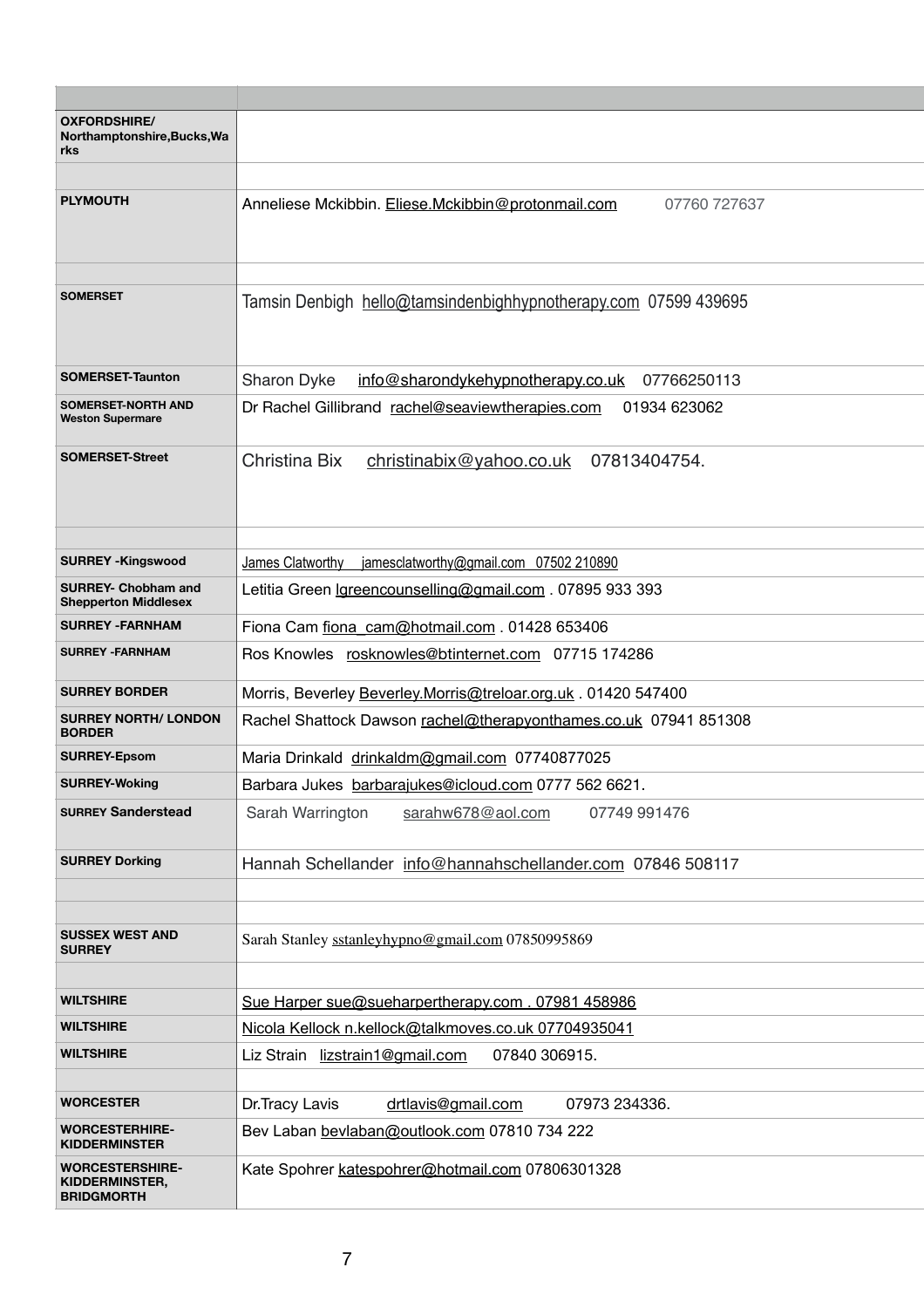| | |
|---|---|
| **OXFORDSHIRE/ Northamptonshire,Bucks,Warks** | |
| | |
| **PLYMOUTH** | Anneliese Mckibbin. Eliese.Mckibbin@protonmail.com 07760 727637 |
| | |
| **SOMERSET** | Tamsin Denbigh hello@tamsindenbighhypnotherapy.com 07599 439695 |
| **SOMERSET-Taunton** | Sharon Dyke info@sharondykehypnotherapy.co.uk 07766250113 |
| **SOMERSET-NORTH AND Weston Supermare** | Dr Rachel Gillibrand rachel@seaviewtherapies.com 01934 623062 |
| **SOMERSET-Street** | Christina Bix christinabix@yahoo.co.uk 07813404754. |
| | |
| **SURREY -Kingswood** | James Clatworthy jamesclatworthy@gmail.com 07502 210890 |
| **SURREY- Chobham and Shepperton Middlesex** | Letitia Green lgreencounselling@gmail.com . 07895 933 393 |
| **SURREY -FARNHAM** | Fiona Cam fiona_cam@hotmail.com . 01428 653406 |
| **SURREY -FARNHAM** | Ros Knowles rosknowles@btinternet.com 07715 174286 |
| **SURREY BORDER** | Morris, Beverley Beverley.Morris@treloar.org.uk . 01420 547400 |
| **SURREY NORTH/ LONDON BORDER** | Rachel Shattock Dawson rachel@therapyonthames.co.uk 07941 851308 |
| **SURREY-Epsom** | Maria Drinkald drinkaldm@gmail.com 07740877025 |
| **SURREY-Woking** | Barbara Jukes barbarajukes@icloud.com 0777 562 6621. |
| **SURREY Sanderstead** | Sarah Warrington sarahw678@aol.com 07749 991476 |
| **SURREY Dorking** | Hannah Schellander info@hannahschellander.com 07846 508117 |
| | |
| | |
| **SUSSEX WEST AND SURREY** | Sarah Stanley sstanleyhypno@gmail.com 07850995869 |
| | |
| **WILTSHIRE** | Sue Harper sue@sueharpertherapy.com . 07981 458986 |
| **WILTSHIRE** | Nicola Kellock n.kellock@talkmoves.co.uk 07704935041 |
| **WILTSHIRE** | Liz Strain lizstrain1@gmail.com 07840 306915. |
| | |
| **WORCESTER** | Dr.Tracy Lavis drtlavis@gmail.com 07973 234336. |
| **WORCESTERHIRE-KIDDERMINSTER** | Bev Laban bevlaban@outlook.com 07810 734 222 |
| **WORCESTERSHIRE-KIDDERMINSTER, BRIDGMORTH** | Kate Spohrer katespohrer@hotmail.com 07806301328 |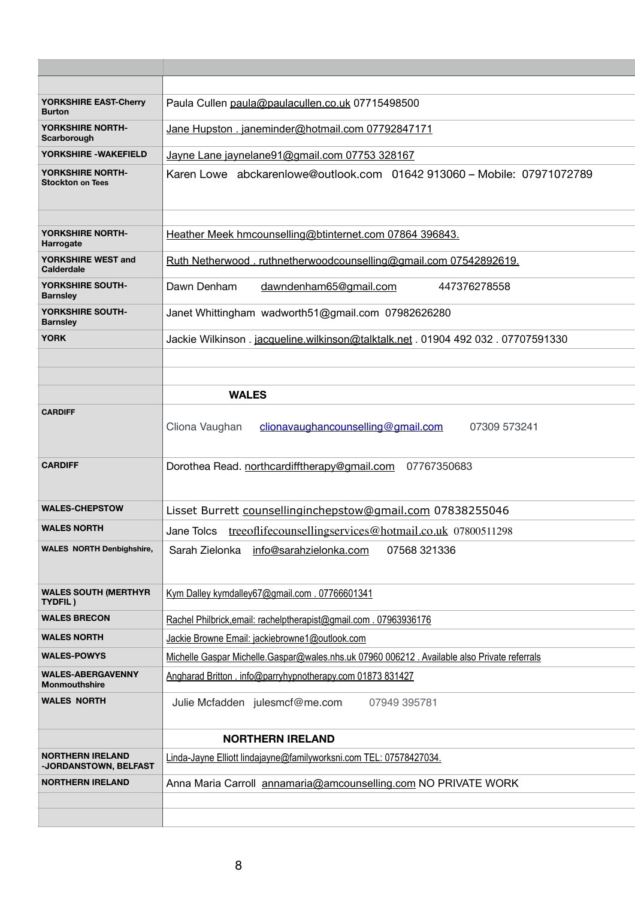| | |
|---|---|
| | |
| **YORKSHIRE EAST-Cherry Burton** | Paula Cullen paula@paulacullen.co.uk 07715498500 |
| **YORKSHIRE NORTH-Scarborough** | Jane Hupston . janeminder@hotmail.com 07792847171 |
| **YORKSHIRE -WAKEFIELD** | Jayne Lane jaynelane91@gmail.com 07753 328167 |
| **YORKSHIRE NORTH-Stockton on Tees** | Karen Lowe abckarenlowe@outlook.com 01642 913060 – Mobile: 07971072789 |
| | |
| **YORKSHIRE NORTH-Harrogate** | Heather Meek hmcounselling@btinternet.com 07864 396843. |
| **YORKSHIRE WEST and Calderdale** | Ruth Netherwood . ruthnetherwoodcounselling@gmail.com 07542892619. |
| **YORKSHIRE SOUTH-Barnsley** | Dawn Denham dawndenham65@gmail.com 447376278558 |
| **YORKSHIRE SOUTH-Barnsley** | Janet Whittingham wadworth51@gmail.com 07982626280 |
| **YORK** | Jackie Wilkinson . jacqueline.wilkinson@talktalk.net . 01904 492 032 . 07707591330 |
| | |
| | |
| | **WALES** |
| **CARDIFF** | Cliona Vaughan clionavaughancounselling@gmail.com 07309 573241 |
| **CARDIFF** | Dorothea Read. northcardifftherapy@gmail.com 07767350683 |
| **WALES-CHEPSTOW** | Lisset Burrett counsellinginchepstow@gmail.com 07838255046 |
| **WALES NORTH** | Jane Tolcs treeoflifecounsellingservices@hotmail.co.uk 07800511298 |
| **WALES NORTH Denbighshire,** | Sarah Zielonka info@sarahzielonka.com 07568 321336 |
| **WALES SOUTH (MERTHYR TYDFIL )** | Kym Dalley kymdalley67@gmail.com . 07766601341 |
| **WALES BRECON** | Rachel Philbrick,email: rachelptherapist@gmail.com . 07963936176 |
| **WALES NORTH** | Jackie Browne Email: jackiebrowne1@outlook.com |
| **WALES-POWYS** | Michelle Gaspar Michelle.Gaspar@wales.nhs.uk 07960 006212 . Available also Private referrals |
| **WALES-ABERGAVENNY Monmouthshire** | Angharad Britton . info@parryhypnotherapy.com 01873 831427 |
| **WALES NORTH** | Julie Mcfadden julesmcf@me.com 07949 395781 |
| | **NORTHERN IRELAND** |
| **NORTHERN IRELAND -JORDANSTOWN, BELFAST** | Linda-Jayne Elliott lindajayne@familyworksni.com TEL: 07578427034. |
| **NORTHERN IRELAND** | Anna Maria Carroll annamaria@amcounselling.com NO PRIVATE WORK |
| | |
| | |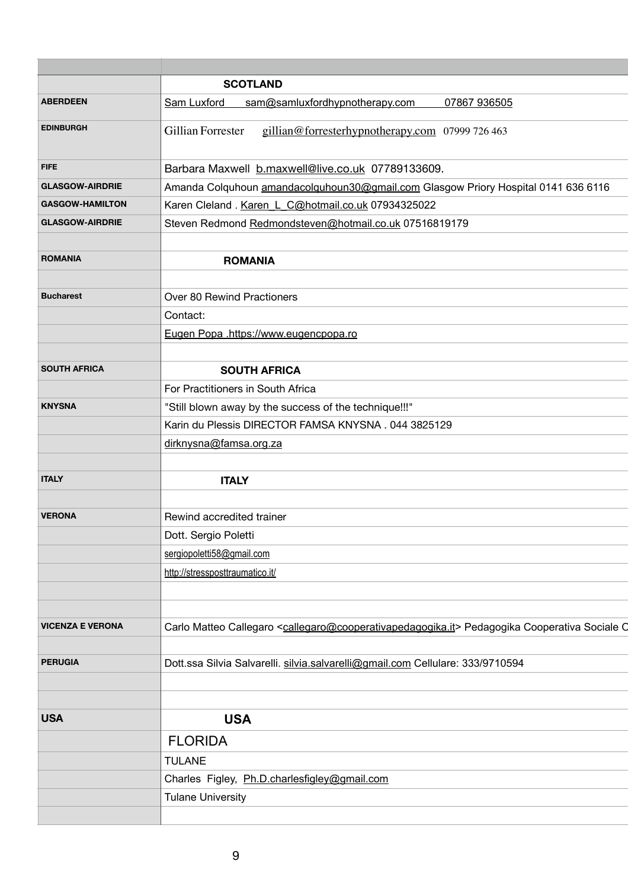| | |
|---|---|
| | **SCOTLAND** |
| **ABERDEEN** | Sam Luxford sam@samluxfordhypnotherapy.com 07867 936505 |
| **EDINBURGH** | Gillian Forrester gillian@forresterhypnotherapy.com 07999 726 463 |
| **FIFE** | Barbara Maxwell b.maxwell@live.co.uk 07789133609. |
| **GLASGOW-AIRDRIE** | Amanda Colquhoun amandacolquhoun30@gmail.com Glasgow Priory Hospital 0141 636 6116 |
| **GASGOW-HAMILTON** | Karen Cleland . Karen_L_C@hotmail.co.uk 07934325022 |
| **GLASGOW-AIRDRIE** | Steven Redmond Redmondsteven@hotmail.co.uk 07516819179 |
| | |
| **ROMANIA** | **ROMANIA** |
| | |
| **Bucharest** | Over 80 Rewind Practioners |
| | Contact: |
| | Eugen Popa .https://www.eugencpopa.ro |
| | |
| **SOUTH AFRICA** | **SOUTH AFRICA** |
| | For Practitioners in South Africa |
| **KNYSNA** | "Still blown away by the success of the technique!!!" |
| | Karin du Plessis DIRECTOR FAMSA KNYSNA . 044 3825129 |
| | dirknysna@famsa.org.za |
| | |
| **ITALY** | **ITALY** |
| | |
| **VERONA** | Rewind accredited trainer |
| | Dott. Sergio Poletti |
| | sergiopoletti58@gmail.com |
| | http://stressposttraumatico.it/ |
| | |
| | |
| **VICENZA E VERONA** | Carlo Matteo Callegaro <callegaro@cooperativapedagogika.it> Pedagogika Cooperativa Sociale C |
| | |
| **PERUGIA** | Dott.ssa Silvia Salvarelli. silvia.salvarelli@gmail.com Cellulare: 333/9710594 |
| | |
| | |
| **USA** | **USA** |
| | FLORIDA |
| | TULANE |
| | Charles Figley, Ph.D.charlesfigley@gmail.com |
| | Tulane University |
| | |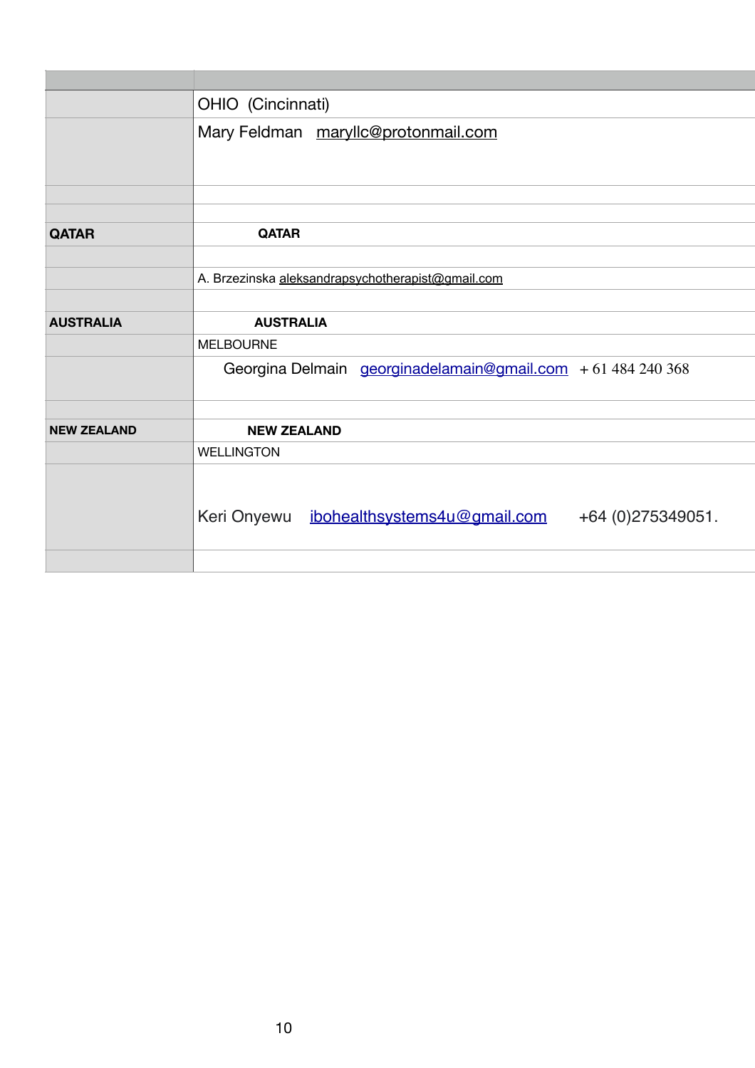| | |
|---|---|
| | OHIO (Cincinnati) |
| | Mary Feldman maryllc@protonmail.com |
| | |
| | |
| **QATAR** | **QATAR** |
| | |
| | A. Brzezinska aleksandrapsychotherapist@gmail.com |
| | |
| **AUSTRALIA** | **AUSTRALIA** |
| | MELBOURNE |
| | Georgina Delmain georginadelamain@gmail.com + 61 484 240 368 |
| | |
| **NEW ZEALAND** | **NEW ZEALAND** |
| | WELLINGTON |
| | Keri Onyewu ibohealthsystems4u@gmail.com +64 (0)275349051. |
| | |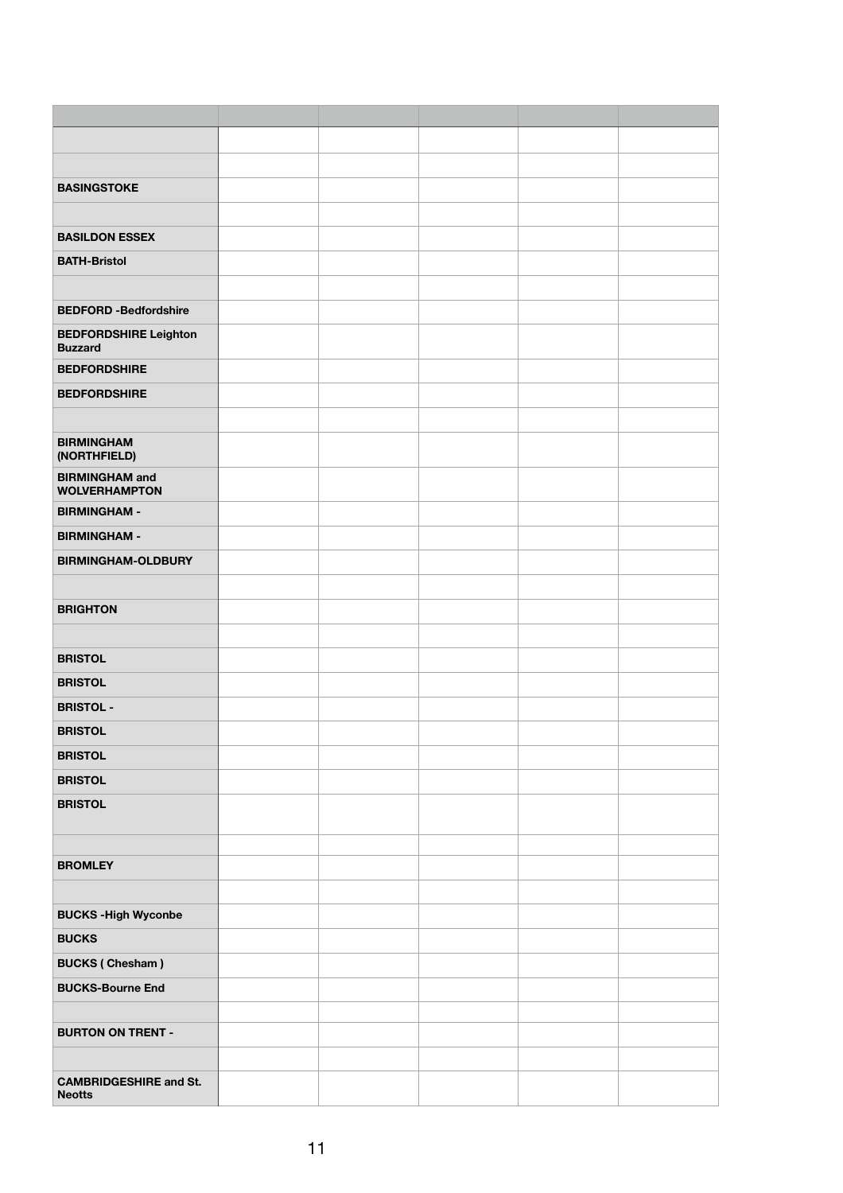| | | | | | |
|---|---|---|---|---|---|
| | | | | | |
| | | | | | |
| **BASINGSTOKE** | | | | | |
| | | | | | |
| **BASILDON ESSEX** | | | | | |
| **BATH-Bristol** | | | | | |
| | | | | | |
| **BEDFORD -Bedfordshire** | | | | | |
| **BEDFORDSHIRE Leighton Buzzard** | | | | | |
| **BEDFORDSHIRE** | | | | | |
| **BEDFORDSHIRE** | | | | | |
| | | | | | |
| **BIRMINGHAM (NORTHFIELD)** | | | | | |
| **BIRMINGHAM and WOLVERHAMPTON** | | | | | |
| **BIRMINGHAM -** | | | | | |
| **BIRMINGHAM -** | | | | | |
| **BIRMINGHAM-OLDBURY** | | | | | |
| | | | | | |
| **BRIGHTON** | | | | | |
| | | | | | |
| **BRISTOL** | | | | | |
| **BRISTOL** | | | | | |
| **BRISTOL -** | | | | | |
| **BRISTOL** | | | | | |
| **BRISTOL** | | | | | |
| **BRISTOL** | | | | | |
| **BRISTOL** | | | | | |
| | | | | | |
| **BROMLEY** | | | | | |
| | | | | | |
| **BUCKS -High Wyconbe** | | | | | |
| **BUCKS** | | | | | |
| **BUCKS ( Chesham )** | | | | | |
| **BUCKS-Bourne End** | | | | | |
| | | | | | |
| **BURTON ON TRENT -** | | | | | |
| | | | | | |
| **CAMBRIDGESHIRE and St. Neotts** | | | | | |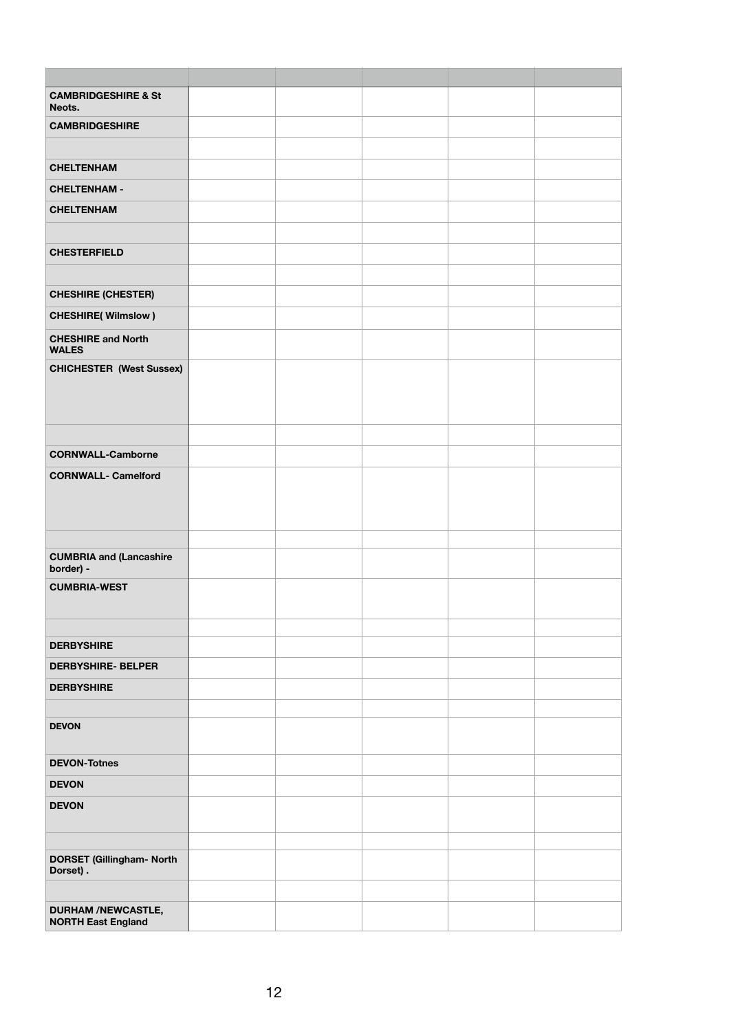| | | | | | |
|---|---|---|---|---|---|
| **CAMBRIDGESHIRE & St Neots.** | | | | | |
| **CAMBRIDGESHIRE** | | | | | |
| | | | | | |
| **CHELTENHAM** | | | | | |
| **CHELTENHAM -** | | | | | |
| **CHELTENHAM** | | | | | |
| | | | | | |
| **CHESTERFIELD** | | | | | |
| | | | | | |
| **CHESHIRE (CHESTER)** | | | | | |
| **CHESHIRE( Wilmslow )** | | | | | |
| **CHESHIRE and North WALES** | | | | | |
| **CHICHESTER (West Sussex)** | | | | | |
| | | | | | |
| **CORNWALL-Camborne** | | | | | |
| **CORNWALL- Camelford** | | | | | |
| | | | | | |
| **CUMBRIA and (Lancashire border) -** | | | | | |
| **CUMBRIA-WEST** | | | | | |
| | | | | | |
| **DERBYSHIRE** | | | | | |
| **DERBYSHIRE- BELPER** | | | | | |
| **DERBYSHIRE** | | | | | |
| | | | | | |
| **DEVON** | | | | | |
| **DEVON-Totnes** | | | | | |
| **DEVON** | | | | | |
| **DEVON** | | | | | |
| | | | | | |
| **DORSET (Gillingham- North Dorset) .** | | | | | |
| | | | | | |
| **DURHAM /NEWCASTLE, NORTH East England** | | | | | |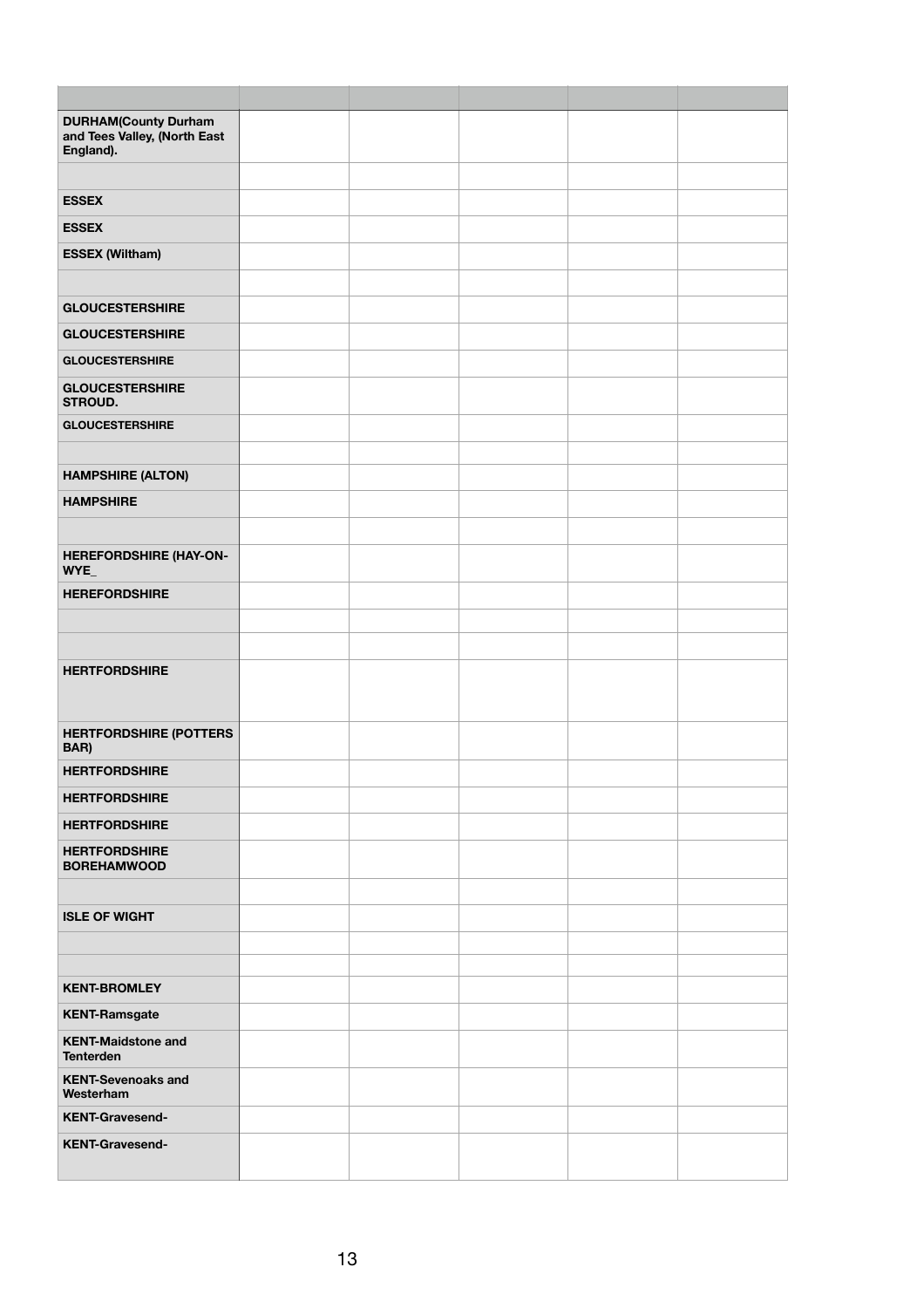| | | | | | |
|---|---|---|---|---|---|
| **DURHAM(County Durham and Tees Valley, (North East England).** | | | | | |
| | | | | | |
| **ESSEX** | | | | | |
| **ESSEX** | | | | | |
| **ESSEX (Wiltham)** | | | | | |
| | | | | | |
| **GLOUCESTERSHIRE** | | | | | |
| **GLOUCESTERSHIRE** | | | | | |
| **GLOUCESTERSHIRE** | | | | | |
| **GLOUCESTERSHIRE STROUD.** | | | | | |
| **GLOUCESTERSHIRE** | | | | | |
| | | | | | |
| **HAMPSHIRE (ALTON)** | | | | | |
| **HAMPSHIRE** | | | | | |
| | | | | | |
| **HEREFORDSHIRE (HAY-ON-WYE_** | | | | | |
| **HEREFORDSHIRE** | | | | | |
| | | | | | |
| | | | | | |
| **HERTFORDSHIRE** | | | | | |
| **HERTFORDSHIRE (POTTERS BAR)** | | | | | |
| **HERTFORDSHIRE** | | | | | |
| **HERTFORDSHIRE** | | | | | |
| **HERTFORDSHIRE** | | | | | |
| **HERTFORDSHIRE BOREHAMWOOD** | | | | | |
| | | | | | |
| **ISLE OF WIGHT** | | | | | |
| | | | | | |
| | | | | | |
| **KENT-BROMLEY** | | | | | |
| **KENT-Ramsgate** | | | | | |
| **KENT-Maidstone and Tenterden** | | | | | |
| **KENT-Sevenoaks and Westerham** | | | | | |
| **KENT-Gravesend-** | | | | | |
| **KENT-Gravesend-** | | | | | |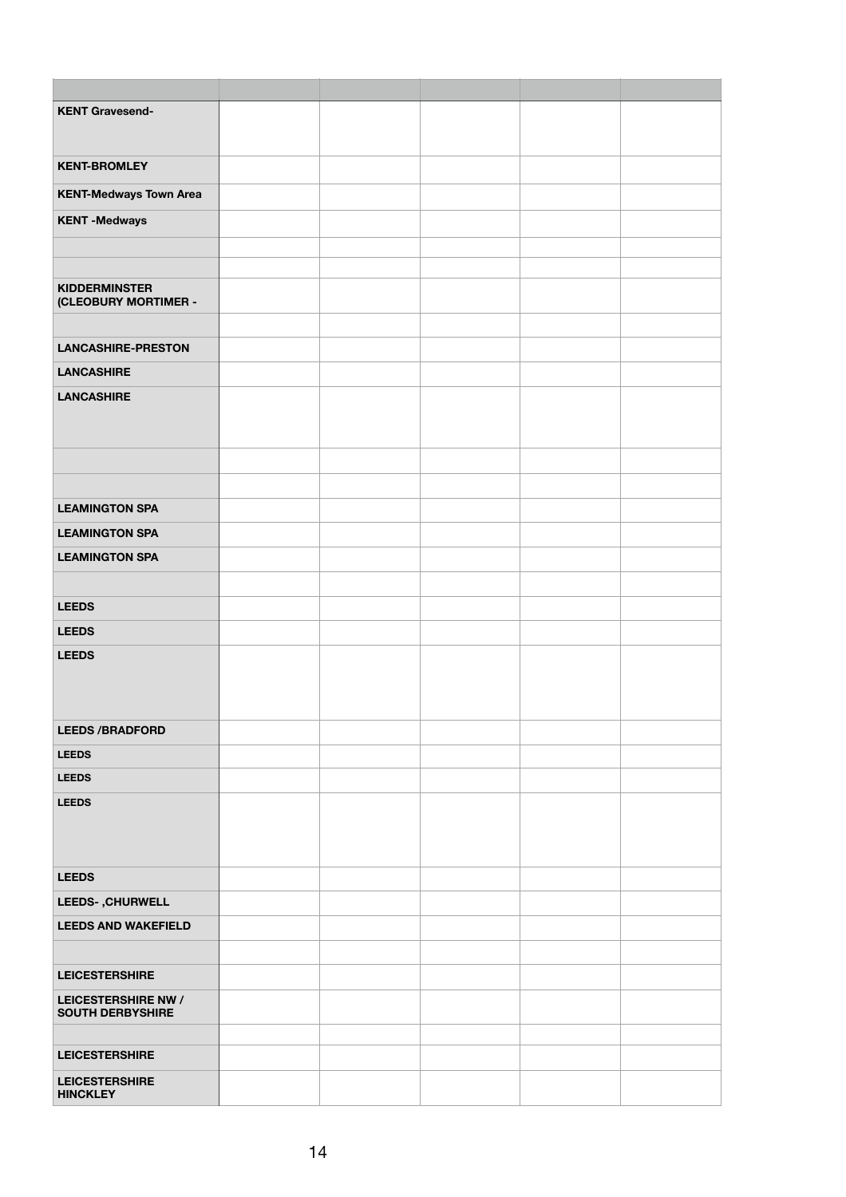| | | | | | |
|---|---|---|---|---|---|
| **KENT Gravesend-** | | | | | |
| **KENT-BROMLEY** | | | | | |
| **KENT-Medways Town Area** | | | | | |
| **KENT -Medways** | | | | | |
| | | | | | |
| | | | | | |
| **KIDDERMINSTER (CLEOBURY MORTIMER -** | | | | | |
| | | | | | |
| **LANCASHIRE-PRESTON** | | | | | |
| **LANCASHIRE** | | | | | |
| **LANCASHIRE** | | | | | |
| | | | | | |
| | | | | | |
| **LEAMINGTON SPA** | | | | | |
| **LEAMINGTON SPA** | | | | | |
| **LEAMINGTON SPA** | | | | | |
| | | | | | |
| **LEEDS** | | | | | |
| **LEEDS** | | | | | |
| **LEEDS** | | | | | |
| **LEEDS /BRADFORD** | | | | | |
| **LEEDS** | | | | | |
| **LEEDS** | | | | | |
| **LEEDS** | | | | | |
| **LEEDS** | | | | | |
| **LEEDS- ,CHURWELL** | | | | | |
| **LEEDS AND WAKEFIELD** | | | | | |
| | | | | | |
| **LEICESTERSHIRE** | | | | | |
| **LEICESTERSHIRE NW / SOUTH DERBYSHIRE** | | | | | |
| | | | | | |
| **LEICESTERSHIRE** | | | | | |
| **LEICESTERSHIRE HINCKLEY** | | | | | |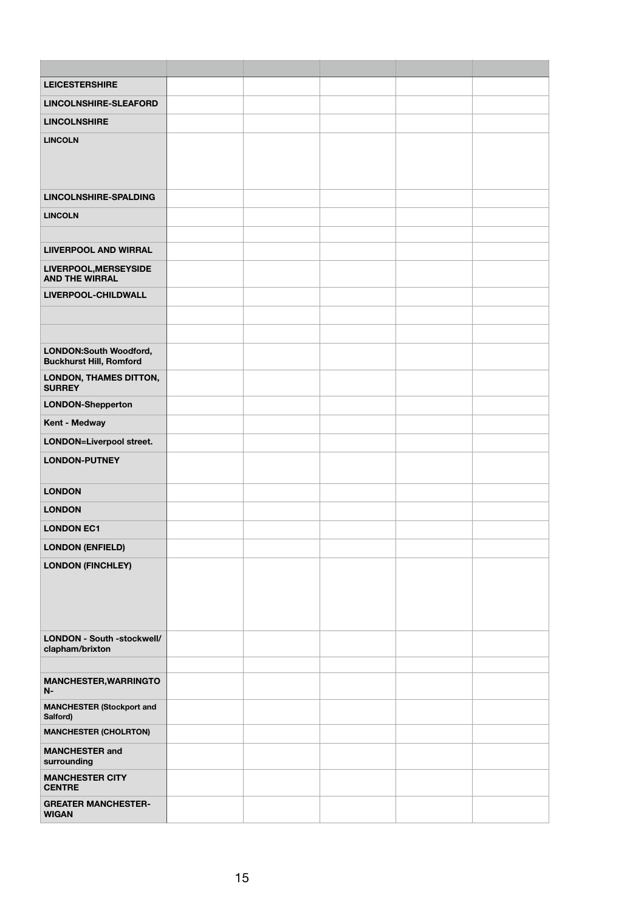| | | | | | |
|---|---|---|---|---|---|
| **LEICESTERSHIRE** | | | | | |
| **LINCOLNSHIRE-SLEAFORD** | | | | | |
| **LINCOLNSHIRE** | | | | | |
| **LINCOLN** | | | | | |
| **LINCOLNSHIRE-SPALDING** | | | | | |
| **LINCOLN** | | | | | |
| | | | | | |
| **LIIVERPOOL AND WIRRAL** | | | | | |
| **LIVERPOOL,MERSEYSIDE AND THE WIRRAL** | | | | | |
| **LIVERPOOL-CHILDWALL** | | | | | |
| | | | | | |
| | | | | | |
| **LONDON:South Woodford, Buckhurst Hill, Romford** | | | | | |
| **LONDON, THAMES DITTON, SURREY** | | | | | |
| **LONDON-Shepperton** | | | | | |
| **Kent - Medway** | | | | | |
| **LONDON=Liverpool street.** | | | | | |
| **LONDON-PUTNEY** | | | | | |
| **LONDON** | | | | | |
| **LONDON** | | | | | |
| **LONDON EC1** | | | | | |
| **LONDON (ENFIELD)** | | | | | |
| **LONDON (FINCHLEY)** | | | | | |
| **LONDON - South -stockwell/ clapham/brixton** | | | | | |
| | | | | | |
| **MANCHESTER,WARRINGTON-** | | | | | |
| **MANCHESTER (Stockport and Salford)** | | | | | |
| **MANCHESTER (CHOLRTON)** | | | | | |
| **MANCHESTER and surrounding** | | | | | |
| **MANCHESTER CITY CENTRE** | | | | | |
| **GREATER MANCHESTER-WIGAN** | | | | | |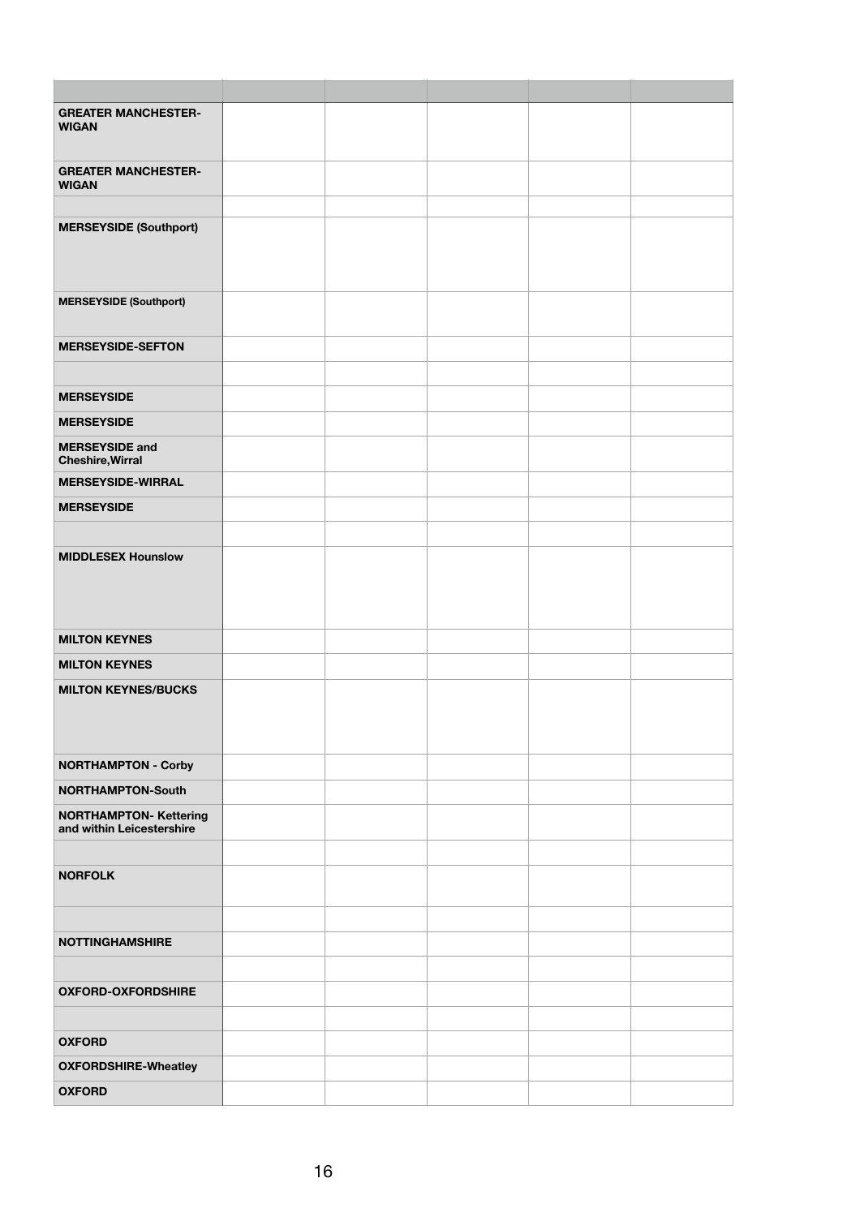| | | | | | |
|---|---|---|---|---|---|
| **GREATER MANCHESTER-WIGAN** | | | | | |
| **GREATER MANCHESTER-WIGAN** | | | | | |
| | | | | | |
| **MERSEYSIDE (Southport)** | | | | | |
| **MERSEYSIDE (Southport)** | | | | | |
| **MERSEYSIDE-SEFTON** | | | | | |
| | | | | | |
| **MERSEYSIDE** | | | | | |
| **MERSEYSIDE** | | | | | |
| **MERSEYSIDE and Cheshire,Wirral** | | | | | |
| **MERSEYSIDE-WIRRAL** | | | | | |
| **MERSEYSIDE** | | | | | |
| | | | | | |
| **MIDDLESEX Hounslow** | | | | | |
| **MILTON KEYNES** | | | | | |
| **MILTON KEYNES** | | | | | |
| **MILTON KEYNES/BUCKS** | | | | | |
| **NORTHAMPTON - Corby** | | | | | |
| **NORTHAMPTON-South** | | | | | |
| **NORTHAMPTON- Kettering and within Leicestershire** | | | | | |
| | | | | | |
| **NORFOLK** | | | | | |
| | | | | | |
| **NOTTINGHAMSHIRE** | | | | | |
| | | | | | |
| **OXFORD-OXFORDSHIRE** | | | | | |
| | | | | | |
| **OXFORD** | | | | | |
| **OXFORDSHIRE-Wheatley** | | | | | |
| **OXFORD** | | | | | |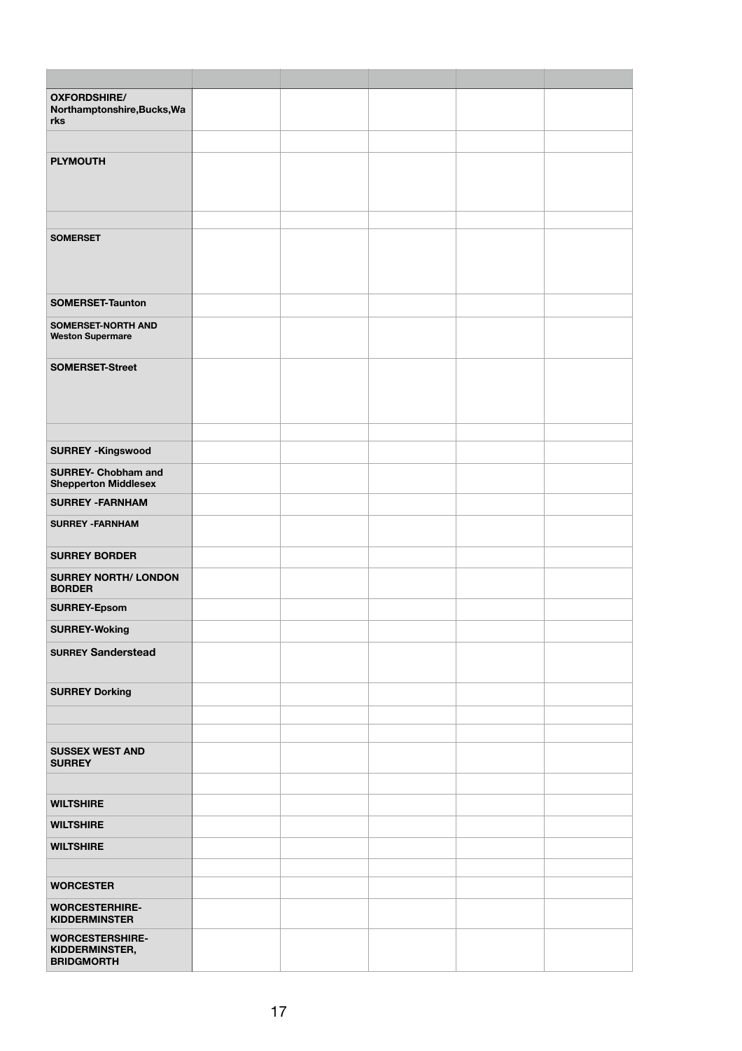| | | | | | |
|---|---|---|---|---|---|
| **OXFORDSHIRE/ Northamptonshire,Bucks,Warks** | | | | | |
| | | | | | |
| **PLYMOUTH** | | | | | |
| | | | | | |
| **SOMERSET** | | | | | |
| **SOMERSET-Taunton** | | | | | |
| **SOMERSET-NORTH AND Weston Supermare** | | | | | |
| **SOMERSET-Street** | | | | | |
| | | | | | |
| **SURREY -Kingswood** | | | | | |
| **SURREY- Chobham and Shepperton Middlesex** | | | | | |
| **SURREY -FARNHAM** | | | | | |
| **SURREY -FARNHAM** | | | | | |
| **SURREY BORDER** | | | | | |
| **SURREY NORTH/ LONDON BORDER** | | | | | |
| **SURREY-Epsom** | | | | | |
| **SURREY-Woking** | | | | | |
| **SURREY Sanderstead** | | | | | |
| **SURREY Dorking** | | | | | |
| | | | | | |
| | | | | | |
| **SUSSEX WEST AND SURREY** | | | | | |
| | | | | | |
| **WILTSHIRE** | | | | | |
| **WILTSHIRE** | | | | | |
| **WILTSHIRE** | | | | | |
| | | | | | |
| **WORCESTER** | | | | | |
| **WORCESTERHIRE-KIDDERMINSTER** | | | | | |
| **WORCESTERSHIRE-KIDDERMINSTER, BRIDGMORTH** | | | | | |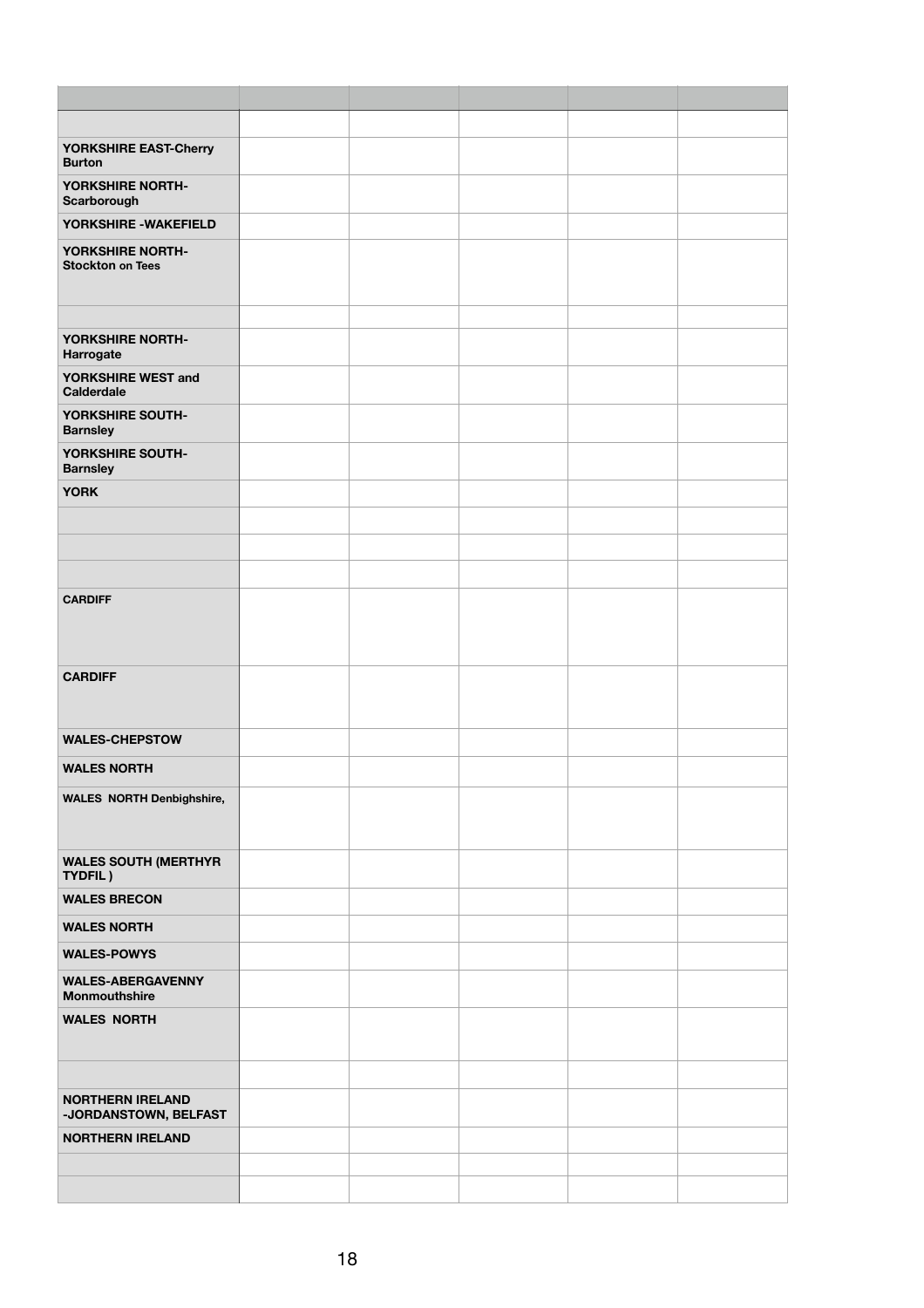| | | | | | |
|---|---|---|---|---|---|
| | | | | | |
| **YORKSHIRE EAST-Cherry Burton** | | | | | |
| **YORKSHIRE NORTH-Scarborough** | | | | | |
| **YORKSHIRE -WAKEFIELD** | | | | | |
| **YORKSHIRE NORTH-Stockton on Tees** | | | | | |
| | | | | | |
| **YORKSHIRE NORTH-Harrogate** | | | | | |
| **YORKSHIRE WEST and Calderdale** | | | | | |
| **YORKSHIRE SOUTH-Barnsley** | | | | | |
| **YORKSHIRE SOUTH-Barnsley** | | | | | |
| **YORK** | | | | | |
| | | | | | |
| | | | | | |
| | | | | | |
| **CARDIFF** | | | | | |
| **CARDIFF** | | | | | |
| **WALES-CHEPSTOW** | | | | | |
| **WALES NORTH** | | | | | |
| **WALES NORTH Denbighshire,** | | | | | |
| **WALES SOUTH (MERTHYR TYDFIL )** | | | | | |
| **WALES BRECON** | | | | | |
| **WALES NORTH** | | | | | |
| **WALES-POWYS** | | | | | |
| **WALES-ABERGAVENNY Monmouthshire** | | | | | |
| **WALES NORTH** | | | | | |
| | | | | | |
| **NORTHERN IRELAND -JORDANSTOWN, BELFAST** | | | | | |
| **NORTHERN IRELAND** | | | | | |
| | | | | | |
| | | | | | |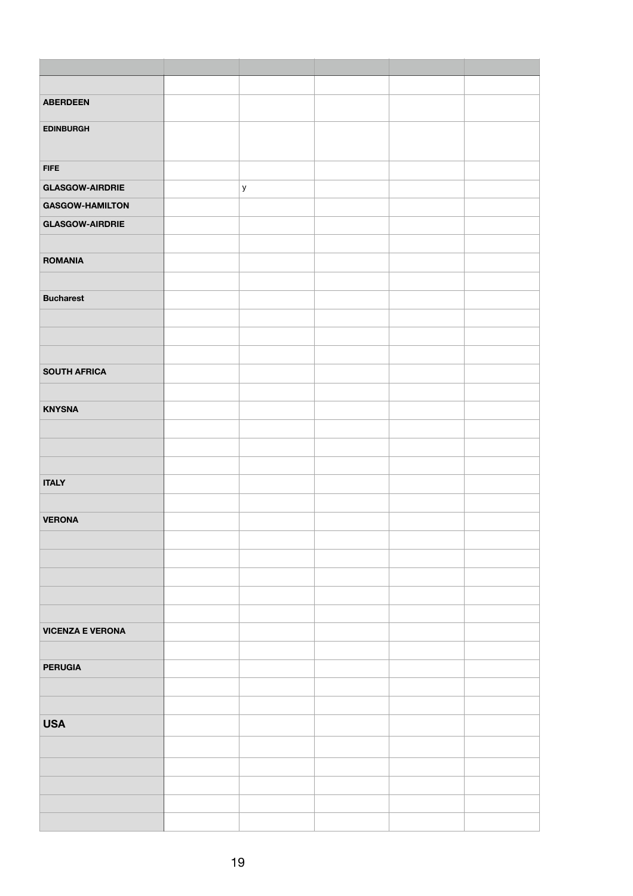| | | | | | |
|---|---|---|---|---|---|
| | | | | | |
| **ABERDEEN** | | | | | |
| **EDINBURGH** | | | | | |
| **FIFE** | | | | | |
| **GLASGOW-AIRDRIE** | | y | | | |
| **GASGOW-HAMILTON** | | | | | |
| **GLASGOW-AIRDRIE** | | | | | |
| | | | | | |
| **ROMANIA** | | | | | |
| | | | | | |
| **Bucharest** | | | | | |
| | | | | | |
| | | | | | |
| | | | | | |
| **SOUTH AFRICA** | | | | | |
| | | | | | |
| **KNYSNA** | | | | | |
| | | | | | |
| | | | | | |
| | | | | | |
| **ITALY** | | | | | |
| | | | | | |
| **VERONA** | | | | | |
| | | | | | |
| | | | | | |
| | | | | | |
| | | | | | |
| | | | | | |
| **VICENZA E VERONA** | | | | | |
| | | | | | |
| **PERUGIA** | | | | | |
| | | | | | |
| | | | | | |
| **USA** | | | | | |
| | | | | | |
| | | | | | |
| | | | | | |
| | | | | | |
| | | | | | |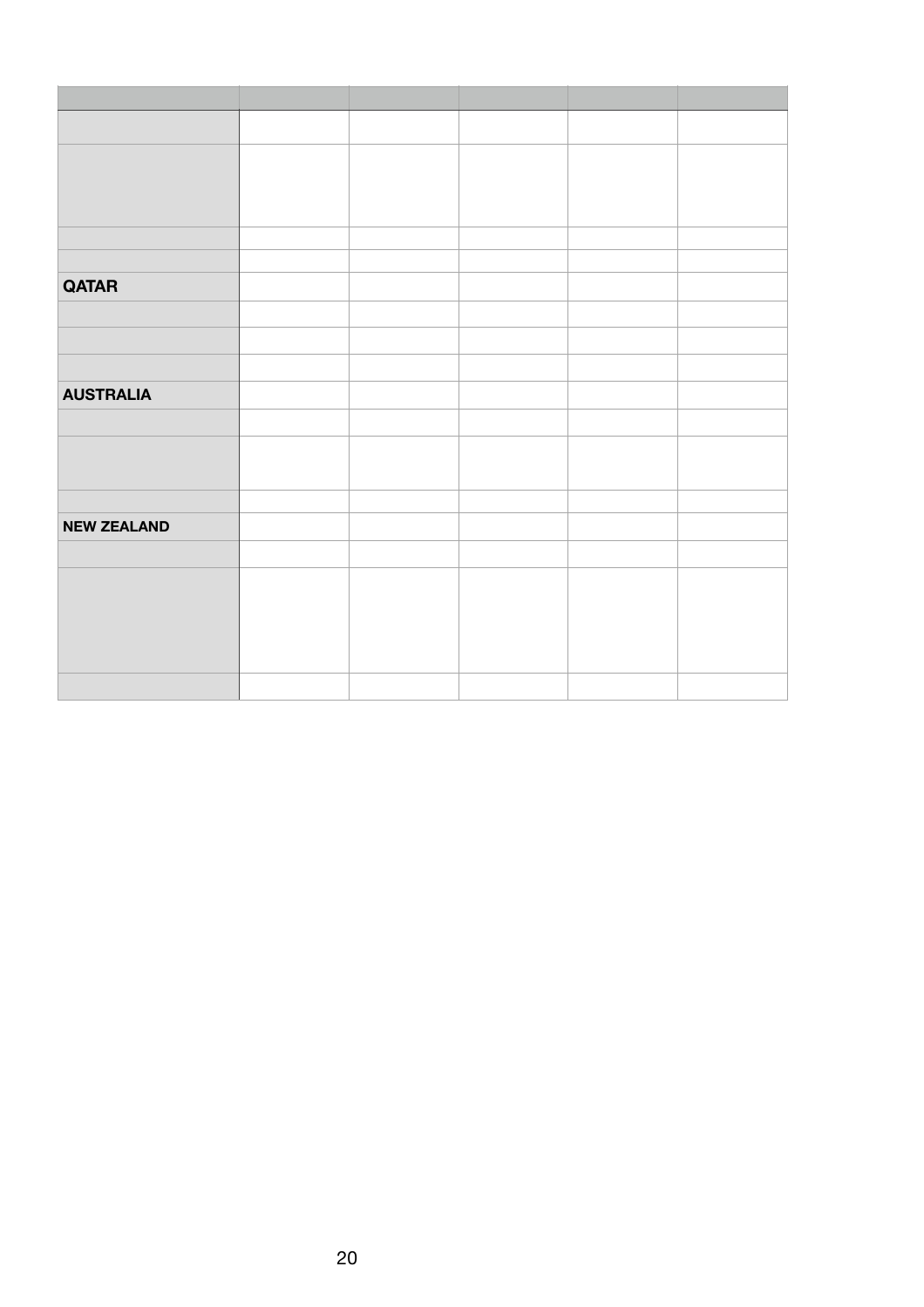| | | | | | |
|---|---|---|---|---|---|
| | | | | | |
| | | | | | |
| | | | | | |
| | | | | | |
| **QATAR** | | | | | |
| | | | | | |
| | | | | | |
| | | | | | |
| **AUSTRALIA** | | | | | |
| | | | | | |
| | | | | | |
| | | | | | |
| **NEW ZEALAND** | | | | | |
| | | | | | |
| | | | | | |
| | | | | | |